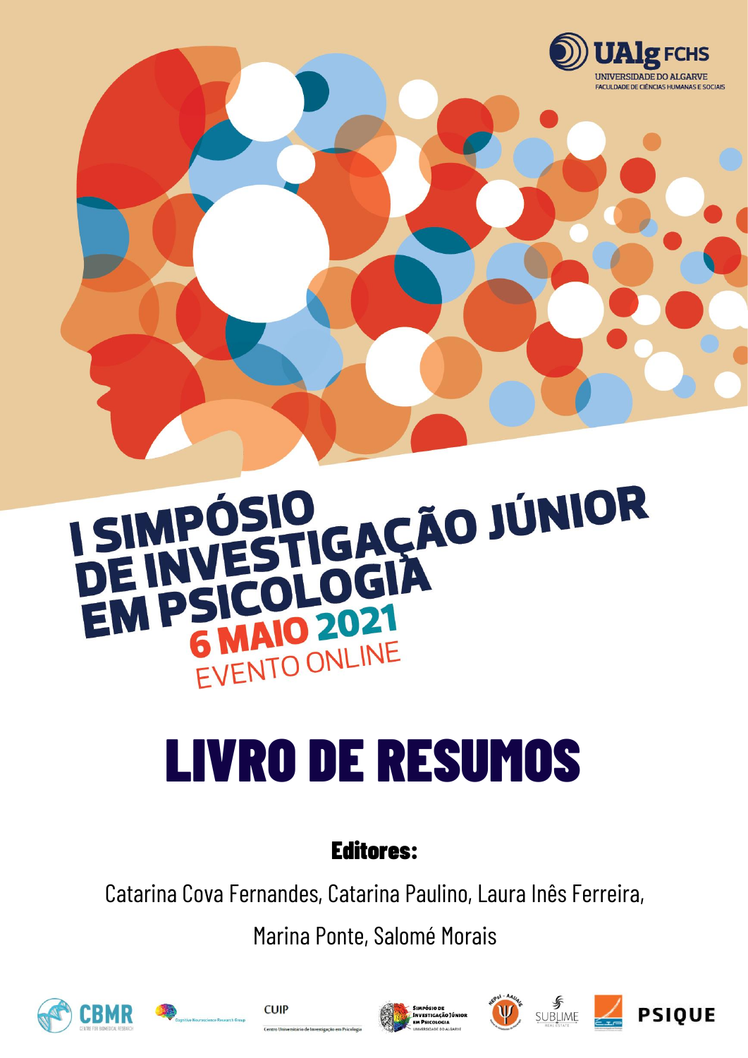UAlg FCHS
UNIVERSIDADE DO ALGARVE
FACULDADE DE CIÊNCIAS HUMANAS E SOCIAIS

# I SIMPÓSIO DE INVESTIGAÇÃO JÚNIOR EM PSICOLOGIA

**6 MAIO 2021**

EVENTO ONLINE

# LIVRO DE RESUMOS

**Editores:**

Catarina Cova Fernandes, Catarina Paulino, Laura Inês Ferreira,

Marina Ponte, Salomé Morais

CBMR · Cognitive Neuroscience Research Group · CUIP Centro Universitário de Investigação em Psicologia · Simpósio de Investigação Júnior em Psicologia Universidade do Algarve · NEPsi - AAUAlg · SUBLIME · PSIQUE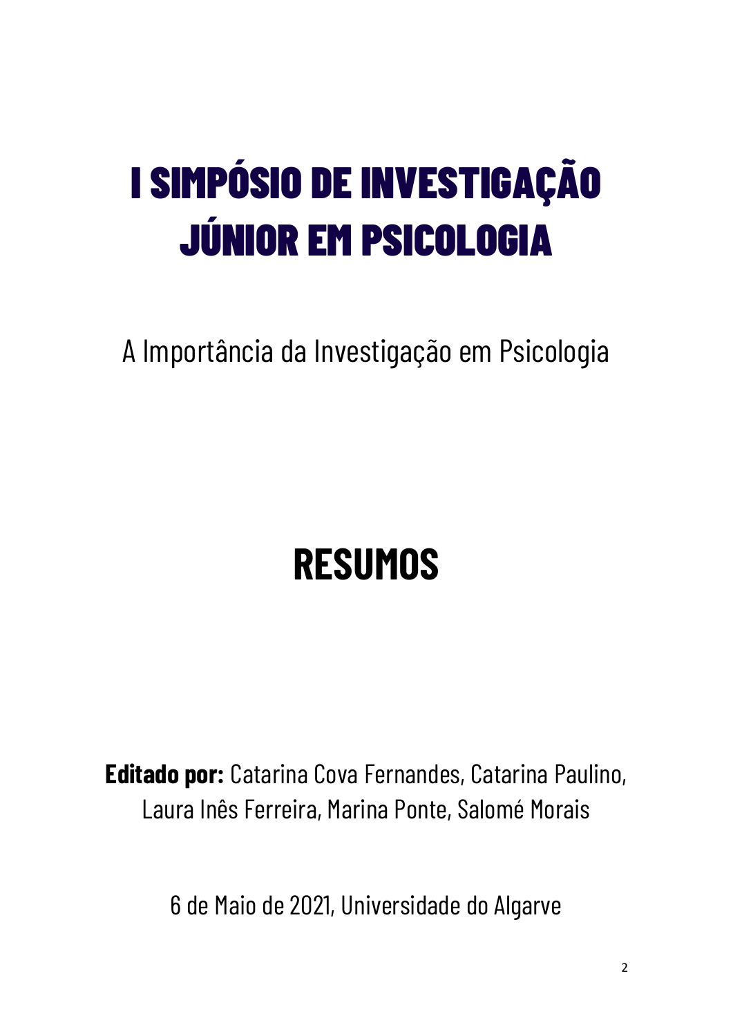# I SIMPÓSIO DE INVESTIGAÇÃO JÚNIOR EM PSICOLOGIA

A Importância da Investigação em Psicologia

## RESUMOS

**Editado por:** Catarina Cova Fernandes, Catarina Paulino, Laura Inês Ferreira, Marina Ponte, Salomé Morais

6 de Maio de 2021, Universidade do Algarve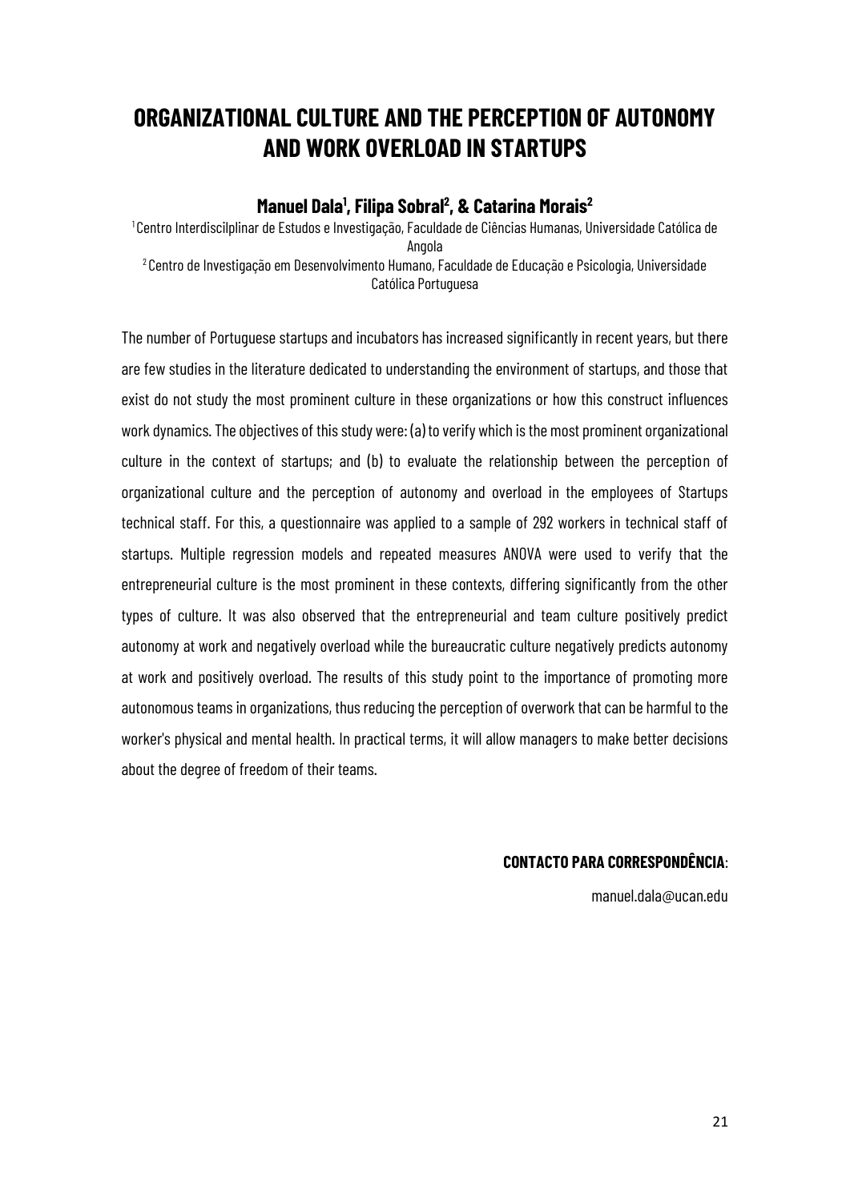# ORGANIZATIONAL CULTURE AND THE PERCEPTION OF AUTONOMY AND WORK OVERLOAD IN STARTUPS

**Manuel Dala[1], Filipa Sobral[2], & Catarina Morais[2]**

[1] Centro Interdiscilplinar de Estudos e Investigação, Faculdade de Ciências Humanas, Universidade Católica de Angola

[2] Centro de Investigação em Desenvolvimento Humano, Faculdade de Educação e Psicologia, Universidade Católica Portuguesa

The number of Portuguese startups and incubators has increased significantly in recent years, but there are few studies in the literature dedicated to understanding the environment of startups, and those that exist do not study the most prominent culture in these organizations or how this construct influences work dynamics. The objectives of this study were: (a) to verify which is the most prominent organizational culture in the context of startups; and (b) to evaluate the relationship between the perception of organizational culture and the perception of autonomy and overload in the employees of Startups technical staff. For this, a questionnaire was applied to a sample of 292 workers in technical staff of startups. Multiple regression models and repeated measures ANOVA were used to verify that the entrepreneurial culture is the most prominent in these contexts, differing significantly from the other types of culture. It was also observed that the entrepreneurial and team culture positively predict autonomy at work and negatively overload while the bureaucratic culture negatively predicts autonomy at work and positively overload. The results of this study point to the importance of promoting more autonomous teams in organizations, thus reducing the perception of overwork that can be harmful to the worker's physical and mental health. In practical terms, it will allow managers to make better decisions about the degree of freedom of their teams.

**CONTACTO PARA CORRESPONDÊNCIA**:

manuel.dala@ucan.edu